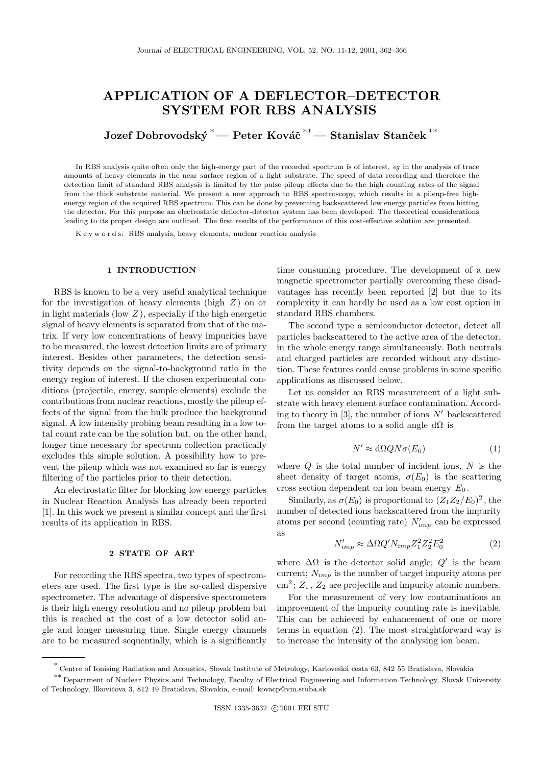# APPLICATION OF A DEFLECTOR–DETECTOR SYSTEM FOR RBS ANALYSIS

**Jozef Dobrovodský [*] — Peter Kováč [**] — Stanislav Stanček [**]**

In RBS analysis quite often only the high-energy part of the recorded spectrum is of interest, *eg* in the analysis of trace amounts of heavy elements in the near surface region of a light substrate. The speed of data recording and therefore the detection limit of standard RBS analysis is limited by the pulse pileup effects due to the high counting rates of the signal from the thick substrate material. We present a new approach to RBS spectroscopy, which results in a pileup-free high-energy region of the acquired RBS spectrum. This can be done by preventing backscattered low energy particles from hitting the detector. For this purpose an electrostatic deflector-detector system has been developed. The theoretical considerations leading to its proper design are outlined. The first results of the performance of this cost-effective solution are presented.

K e y w o r d s: RBS analysis, heavy elements, nuclear reaction analysis

## 1 INTRODUCTION

RBS is known to be a very useful analytical technique for the investigation of heavy elements (high $Z$) on or in light materials (low $Z$), especially if the high energetic signal of heavy elements is separated from that of the matrix. If very low concentrations of heavy impurities have to be measured, the lowest detection limits are of primary interest. Besides other parameters, the detection sensitivity depends on the signal-to-background ratio in the energy region of interest. If the chosen experimental conditions (projectile, energy, sample elements) exclude the contributions from nuclear reactions, mostly the pileup effects of the signal from the bulk produce the background signal. A low intensity probing beam resulting in a low total count rate can be the solution but, on the other hand, longer time necessary for spectrum collection practically excludes this simple solution. A possibility how to prevent the pileup which was not examined so far is energy filtering of the particles prior to their detection.

An electrostatic filter for blocking low energy particles in Nuclear Reaction Analysis has already been reported [1]. In this work we present a similar concept and the first results of its application in RBS.

## 2 STATE OF ART

For recording the RBS spectra, two types of spectrometers are used. The first type is the so-called dispersive spectrometer. The advantage of dispersive spectrometers is their high energy resolution and no pileup problem but this is reached at the cost of a low detector solid angle and longer measuring time. Single energy channels are to be measured sequentially, which is a significantly time consuming procedure. The development of a new magnetic spectrometer partially overcoming these disadvantages has recently been reported [2] but due to its complexity it can hardly be used as a low cost option in standard RBS chambers.

The second type a semiconductor detector, detect all particles backscattered to the active area of the detector, in the whole energy range simultaneously. Both neutrals and charged particles are recorded without any distinction. These features could cause problems in some specific applications as discussed below.

Let us consider an RBS measurement of a light substrate with heavy element surface contamination. According to theory in [3], the number of ions $N'$ backscattered from the target atoms to a solid angle $\mathrm{d}\Omega$ is

$$N' \approx \mathrm{d}\Omega Q N \sigma(E_0) \tag{1}$$

where $Q$ is the total number of incident ions, $N$ is the sheet density of target atoms, $\sigma(E_0)$ is the scattering cross section dependent on ion beam energy $E_0$.

Similarly, as $\sigma(E_0)$ is proportional to $(Z_1 Z_2/E_0)^2$, the number of detected ions backscattered from the impurity atoms per second (counting rate) $N'_{imp}$ can be expressed as

$$N'_{imp} \approx \Delta\Omega Q' N_{imp} Z_1^2 Z_2^2 E_0^2 \tag{2}$$

where $\Delta\Omega$ is the detector solid angle; $Q'$ is the beam current; $N_{imp}$ is the number of target impurity atoms per $\mathrm{cm}^2$; $Z_1$, $Z_2$ are projectile and impurity atomic numbers.

For the measurement of very low contaminations an improvement of the impurity counting rate is inevitable. This can be achieved by enhancement of one or more terms in equation (2). The most straightforward way is to increase the intensity of the analysing ion beam.

---

[*] Centre of Ionising Radiation and Acoustics, Slovak Institute of Metrology, Karloveská cesta 63, 842 55 Bratislava, Slovakia

[**] Department of Nuclear Physics and Technology, Faculty of Electrical Engineering and Information Technology, Slovak University of Technology, Ilkovičova 3, 812 19 Bratislava, Slovakia, e-mail: kovacp@vm.stuba.sk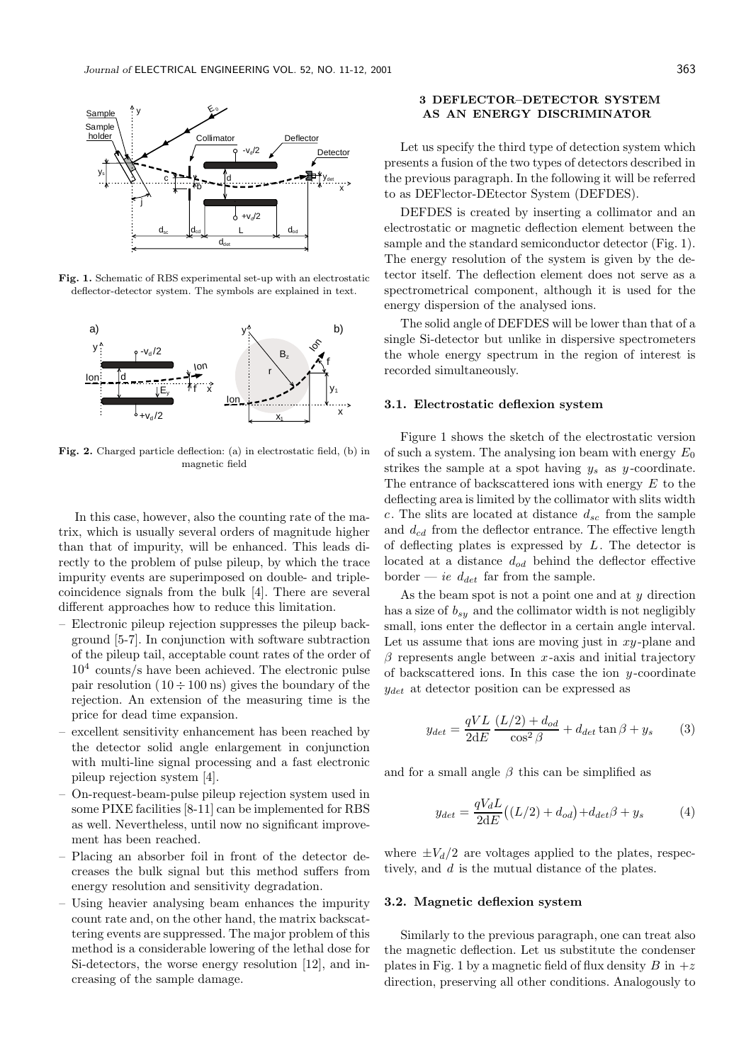**Fig. 1.** Schematic of RBS experimental set-up with an electrostatic deflector-detector system. The symbols are explained in text.

**Fig. 2.** Charged particle deflection: (a) in electrostatic field, (b) in magnetic field

In this case, however, also the counting rate of the matrix, which is usually several orders of magnitude higher than that of impurity, will be enhanced. This leads directly to the problem of pulse pileup, by which the trace impurity events are superimposed on double- and triple-coincidence signals from the bulk [4]. There are several different approaches how to reduce this limitation.

- Electronic pileup rejection suppresses the pileup background [5-7]. In connection with software subtraction of the pileup tail, acceptable count rates of the order of $10^4$ counts/s have been achieved. The electronic pulse pair resolution ($10 \div 100$ ns) gives the boundary of the rejection. An extension of the measuring time is the price for dead time expansion.
- excellent sensitivity enhancement has been reached by the detector solid angle enlargement in conjunction with multi-line signal processing and a fast electronic pileup rejection system [4].
- On-request-beam-pulse pileup rejection system used in some PIXE facilities [8-11] can be implemented for RBS as well. Nevertheless, until now no significant improvement has been reached.
- Placing an absorber foil in front of the detector decreases the bulk signal but this method suffers from energy resolution and sensitivity degradation.
- Using heavier analysing beam enhances the impurity count rate and, on the other hand, the matrix backscattering events are suppressed. The major problem of this method is a considerable lowering of the lethal dose for Si-detectors, the worse energy resolution [12], and increasing of the sample damage.

## 3 DEFLECTOR–DETECTOR SYSTEM AS AN ENERGY DISCRIMINATOR

Let us specify the third type of detection system which presents a fusion of the two types of detectors described in the previous paragraph. In the following it will be referred to as DEFlector-DEtector System (DEFDES).

DEFDES is created by inserting a collimator and an electrostatic or magnetic deflection element between the sample and the standard semiconductor detector (Fig. 1). The energy resolution of the system is given by the detector itself. The deflection element does not serve as a spectrometrical component, although it is used for the energy dispersion of the analysed ions.

The solid angle of DEFDES will be lower than that of a single Si-detector but unlike in dispersive spectrometers the whole energy spectrum in the region of interest is recorded simultaneously.

### 3.1. Electrostatic deflexion system

Figure 1 shows the sketch of the electrostatic version of such a system. The analysing ion beam with energy $E_0$ strikes the sample at a spot having $y_s$ as $y$-coordinate. The entrance of backscattered ions with energy $E$ to the deflecting area is limited by the collimator with slits width $c$. The slits are located at distance $d_{sc}$ from the sample and $d_{cd}$ from the deflector entrance. The effective length of deflecting plates is expressed by $L$. The detector is located at a distance $d_{od}$ behind the deflector effective border — *ie* $d_{det}$ far from the sample.

As the beam spot is not a point one and at $y$ direction has a size of $b_{sy}$ and the collimator width is not negligibly small, ions enter the deflector in a certain angle interval. Let us assume that ions are moving just in $xy$-plane and $\beta$ represents angle between $x$-axis and initial trajectory of backscattered ions. In this case the ion $y$-coordinate $y_{det}$ at detector position can be expressed as

$$y_{det} = \frac{qVL}{2dE}\,\frac{(L/2) + d_{od}}{\cos^2\beta} + d_{det}\tan\beta + y_s \qquad (3)$$

and for a small angle $\beta$ this can be simplified as

$$y_{det} = \frac{qV_dL}{2dE}\big((L/2) + d_{od}\big) + d_{det}\beta + y_s \qquad (4)$$

where $\pm V_d/2$ are voltages applied to the plates, respectively, and $d$ is the mutual distance of the plates.

### 3.2. Magnetic deflexion system

Similarly to the previous paragraph, one can treat also the magnetic deflection. Let us substitute the condenser plates in Fig. 1 by a magnetic field of flux density $B$ in $+z$ direction, preserving all other conditions. Analogously to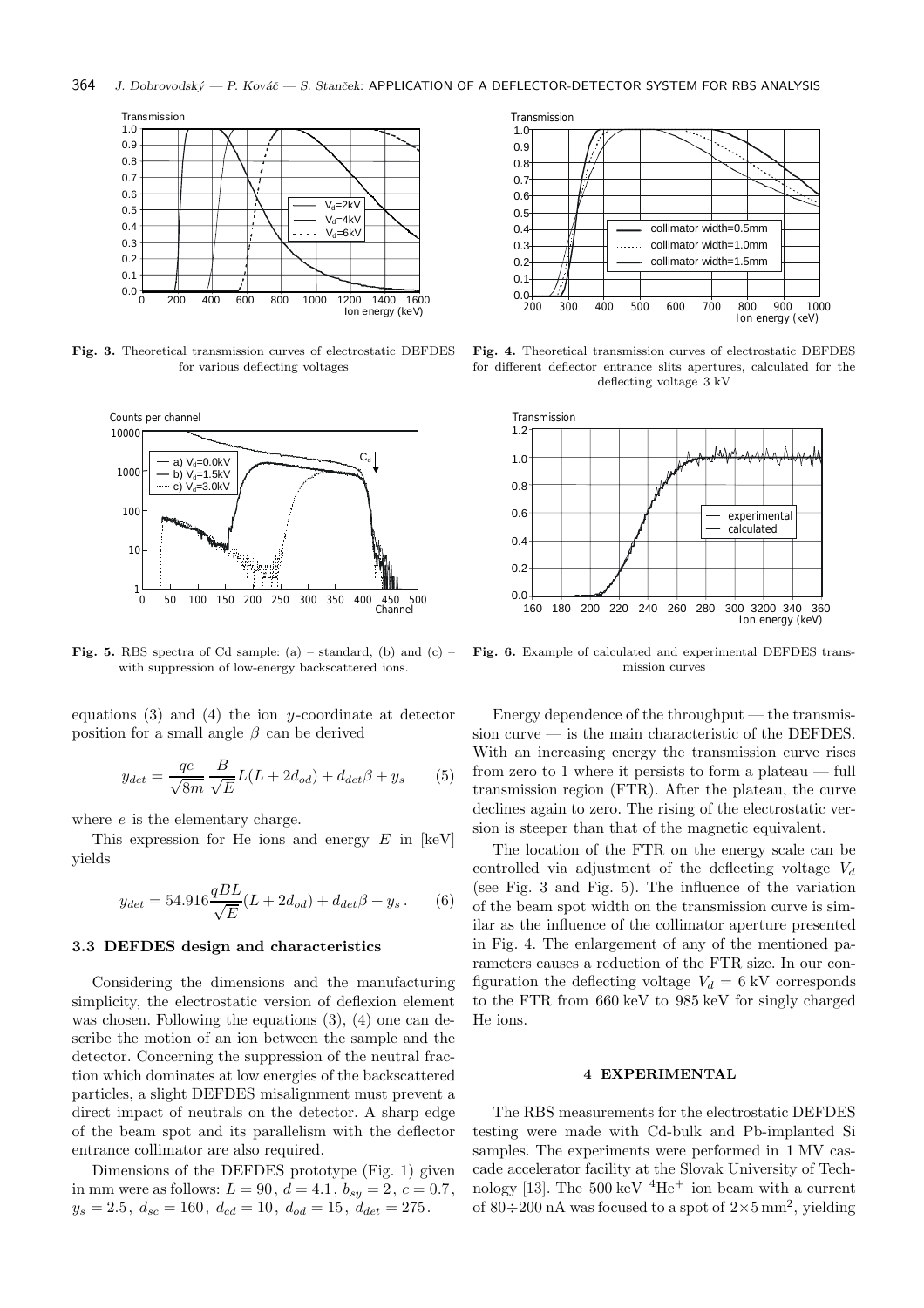**Fig. 3.** Theoretical transmission curves of electrostatic DEFDES for various deflecting voltages

**Fig. 4.** Theoretical transmission curves of electrostatic DEFDES for different deflector entrance slits apertures, calculated for the deflecting voltage 3 kV

**Fig. 5.** RBS spectra of Cd sample: (a) – standard, (b) and (c) – with suppression of low-energy backscattered ions.

**Fig. 6.** Example of calculated and experimental DEFDES transmission curves

equations (3) and (4) the ion $y$-coordinate at detector position for a small angle $\beta$ can be derived

$$y_{det} = \frac{qe}{\sqrt{8m}} \frac{B}{\sqrt{E}} L(L + 2d_{od}) + d_{det}\beta + y_s \qquad (5)$$

where $e$ is the elementary charge.

This expression for He ions and energy $E$ in [keV] yields

$$y_{det} = 54.916 \frac{qBL}{\sqrt{E}}(L + 2d_{od}) + d_{det}\beta + y_s \,. \qquad (6)$$

### 3.3 DEFDES design and characteristics

Considering the dimensions and the manufacturing simplicity, the electrostatic version of deflexion element was chosen. Following the equations (3), (4) one can describe the motion of an ion between the sample and the detector. Concerning the suppression of the neutral fraction which dominates at low energies of the backscattered particles, a slight DEFDES misalignment must prevent a direct impact of neutrals on the detector. A sharp edge of the beam spot and its parallelism with the deflector entrance collimator are also required.

Dimensions of the DEFDES prototype (Fig. 1) given in mm were as follows: $L = 90$, $d = 4.1$, $b_{sy} = 2$, $c = 0.7$, $y_s = 2.5$, $d_{sc} = 160$, $d_{cd} = 10$, $d_{od} = 15$, $d_{det} = 275$.

Energy dependence of the throughput — the transmission curve — is the main characteristic of the DEFDES. With an increasing energy the transmission curve rises from zero to 1 where it persists to form a plateau — full transmission region (FTR). After the plateau, the curve declines agaain to zero. The rising of the electrostatic version is steeper than that of the magnetic equivalent.

The location of the FTR on the energy scale can be controlled via adjustment of the deflecting voltage $V_d$ (see Fig. 3 and Fig. 5). The influence of the variation of the beam spot width on the transmission curve is similar as the influence of the collimator aperture presented in Fig. 4. The enlargement of any of the mentioned parameters causes a reduction of the FTR size. In our configuration the deflecting voltage $V_d = 6$ kV corresponds to the FTR from 660 keV to 985 keV for singly charged He ions.

## 4 EXPERIMENTAL

The RBS measurements for the electrostatic DEFDES testing were made with Cd-bulk and Pb-implanted Si samples. The experiments were performed in 1 MV cascade accelerator facility at the Slovak University of Technology [13]. The 500 keV $^4He^+$ ion beam with a current of $80 \div 200$ nA was focused to a spot of $2 \times 5$ mm$^2$, yielding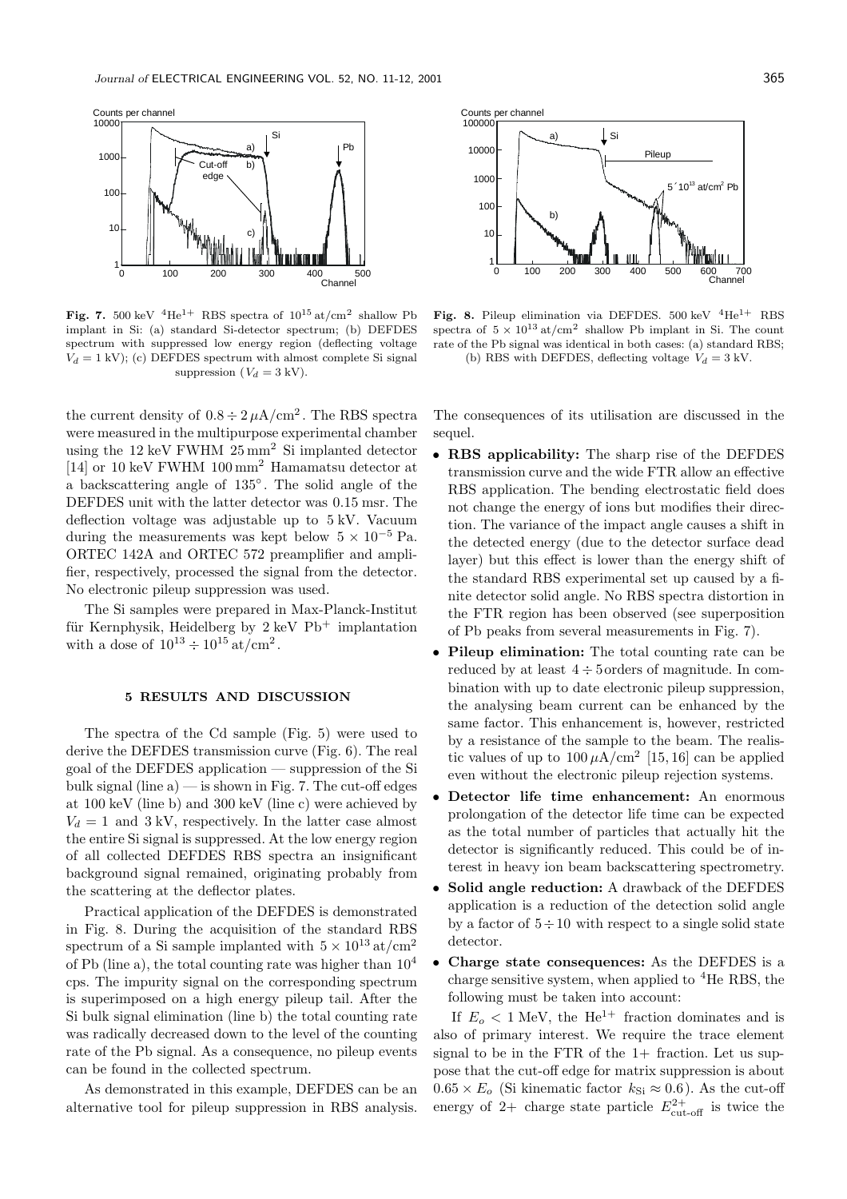**Fig. 7.** 500 keV $^4He^{1+}$ RBS spectra of $10^{15}$ at/cm$^2$ shallow Pb implant in Si: (a) standard Si-detector spectrum; (b) DEFDES spectrum with suppressed low energy region (deflecting voltage $V_d = 1$ kV); (c) DEFDES spectrum with almost complete Si signal suppression ($V_d = 3$ kV).

**Fig. 8.** Pileup elimination via DEFDES. 500 keV $^4He^{1+}$ RBS spectra of $5 \times 10^{13}$ at/cm$^2$ shallow Pb implant in Si. The count rate of the Pb signal was identical in both cases: (a) standard RBS; (b) RBS with DEFDES, deflecting voltage $V_d = 3$ kV.

the current density of $0.8 \div 2\,\mu$A/cm$^2$. The RBS spectra were measured in the multipurpose experimental chamber using the 12 keV FWHM 25 mm$^2$ Si implanted detector [14] or 10 keV FWHM 100 mm$^2$ Hamamatsu detector at a backscattering angle of 135°. The solid angle of the DEFDES unit with the latter detector was 0.15 msr. The deflection voltage was adjustable up to 5 kV. Vacuum during the measurements was kept below $5 \times 10^{-5}$ Pa. ORTEC 142A and ORTEC 572 preamplifier and amplifier, respectively, processed the signal from the detector. No electronic pileup suppression was used.

The Si samples were prepared in Max-Planck-Institut für Kernphysik, Heidelberg by 2 keV $Pb^+$ implantation with a dose of $10^{13} \div 10^{15}$ at/cm$^2$.

## 5 RESULTS AND DISCUSSION

The spectra of the Cd sample (Fig. 5) were used to derive the DEFDES transmission curve (Fig. 6). The real goal of the DEFDES application — suppression of the Si bulk signal (line a) — is shown in Fig. 7. The cut-off edges at 100 keV (line b) and 300 keV (line c) were achieved by $V_d = 1$ and 3 kV, respectively. In the latter case almost the entire Si signal is suppressed. At the low energy region of all collected DEFDES RBS spectra an insignificant background signal remained, originating probably from the scattering at the deflector plates.

Practical application of the DEFDES is demonstrated in Fig. 8. During the acquisition of the standard RBS spectrum of a Si sample implanted with $5 \times 10^{13}$ at/cm$^2$ of Pb (line a), the total counting rate was higher than $10^4$ cps. The impurity signal on the corresponding spectrum is superimposed on a high energy pileup tail. After the Si bulk signal elimination (line b) the total counting rate was radically decreased down to the level of the counting rate of the Pb signal. As a consequence, no pileup events can be found in the collected spectrum.

As demonstrated in this example, DEFDES can be an alternative tool for pileup suppression in RBS analysis. The consequences of its utilisation are discussed in the sequel.

- **RBS applicability:** The sharp rise of the DEFDES transmission curve and the wide FTR allow an effective RBS application. The bending electrostatic field does not change the energy of ions but modifies their direction. The variance of the impact angle causes a shift in the detected energy (due to the detector surface dead layer) but this effect is lower than the energy shift of the standard RBS experimental set up caused by a finite detector solid angle. No RBS spectra distortion in the FTR region has been observed (see superposition of Pb peaks from several measurements in Fig. 7).
- **Pileup elimination:** The total counting rate can be reduced by at least $4 \div 5$ orders of magnitude. In combination with up to date electronic pileup suppression, the analysing beam current can be enhanced by the same factor. This enhancement is, however, restricted by a resistance of the sample to the beam. The realistic values of up to $100\,\mu$A/cm$^2$ [15, 16] can be applied even without the electronic pileup rejection systems.
- **Detector life time enhancement:** An enormous prolongation of the detector life time can be expected as the total number of particles that actually hit the detector is significantly reduced. This could be of interest in heavy ion beam backscattering spectrometry.
- **Solid angle reduction:** A drawback of the DEFDES application is a reduction of the detection solid angle by a factor of $5 \div 10$ with respect to a single solid state detector.
- **Charge state consequences:** As the DEFDES is a charge sensitive system, when applied to $^4$He RBS, the following must be taken into account:

  If $E_o < 1$ MeV, the $He^{1+}$ fraction dominates and is also of primary interest. We require the trace element signal to be in the FTR of the 1+ fraction. Let us suppose that the cut-off edge for matrix suppression is about $0.65 \times E_o$ (Si kinematic factor $k_{\mathrm{Si}} \approx 0.6$). As the cut-off energy of 2+ charge state particle $E^{2+}_{\text{cut-off}}$ is twice the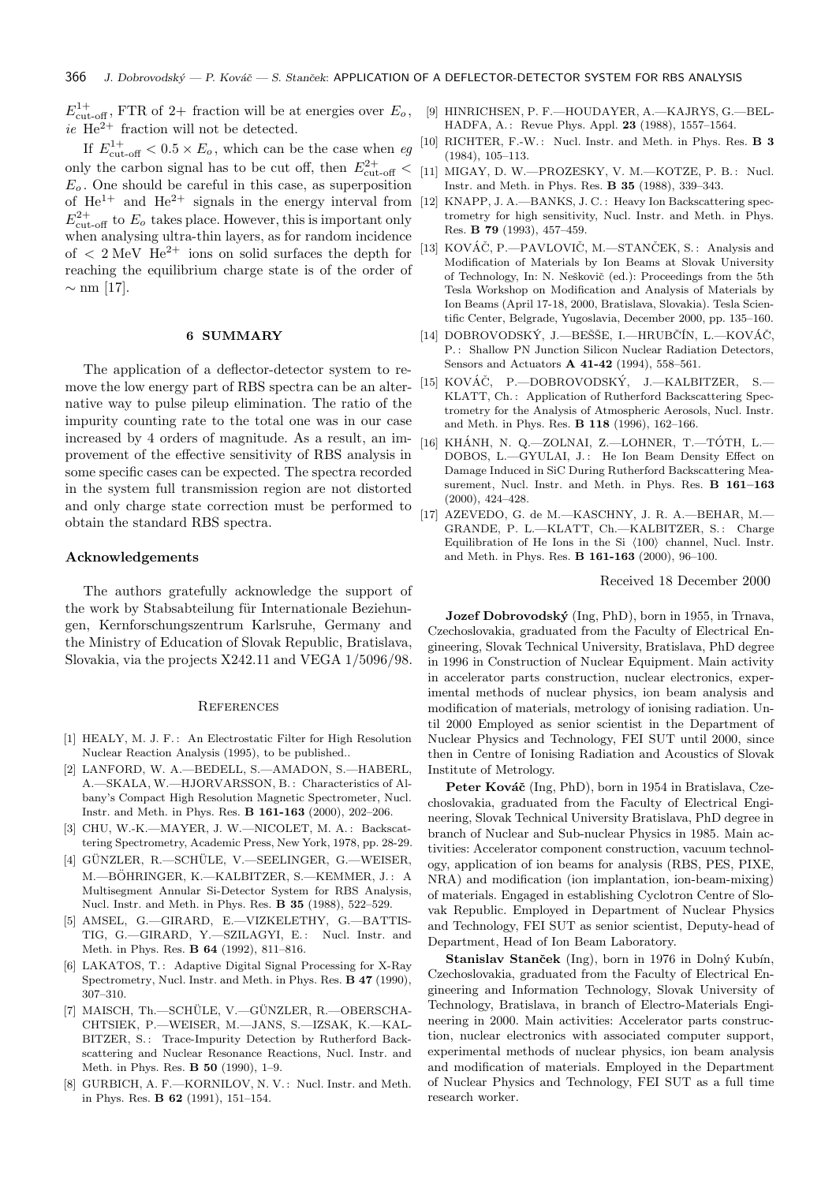$E^{1+}_{\text{cut-off}}$, FTR of 2+ fraction will be at energies over $E_o$, *ie* $He^{2+}$ fraction will not be detected.

If $E^{1+}_{\text{cut-off}} < 0.5 \times E_o$, which can be the case when *eg* only the carbon signal has to be cut off, then $E^{2+}_{\text{cut-off}} < E_o$. One should be careful in this case, as superposition of $He^{1+}$ and $He^{2+}$ signals in the energy interval from $E^{2+}_{\text{cut-off}}$ to $E_o$ takes place. However, this is important only when analysing ultra-thin layers, as for random incidence of $< 2$ MeV $He^{2+}$ ions on solid surfaces the depth for reaching the equilibrium charge state is of the order of $\sim$ nm [17].

## 6 SUMMARY

The application of a deflector-detector system to remove the low energy part of RBS spectra can be an alternative way to pulse pileup elimination. The ratio of the impurity counting rate to the total one was in our case increased by 4 orders of magnitude. As a result, an improvement of the effective sensitivity of RBS analysis in some specific cases can be expected. The spectra recorded in the system full transmission region are not distorted and only charge state correction must be performed to obtain the standard RBS spectra.

### Acknowledgements

The authors gratefully acknowledge the support of the work by Stabsabteilung für Internationale Beziehungen, Kernforschungszentrum Karlsruhe, Germany and the Ministry of Education of Slovak Republic, Bratislava, Slovakia, via the projects X242.11 and VEGA 1/5096/98.

### References

[1] HEALY, M. J. F.: An Electrostatic Filter for High Resolution Nuclear Reaction Analysis (1995), to be published..

[2] LANFORD, W. A.—BEDELL, S.—AMADON, S.—HABERL, A.—SKALA, W.—HJORVARSSON, B.: Characteristics of Albany's Compact High Resolution Magnetic Spectrometer, Nucl. Instr. and Meth. in Phys. Res. **B 161-163** (2000), 202–206.

[3] CHU, W.-K.—MAYER, J. W.—NICOLET, M. A.: Backscattering Spectrometry, Academic Press, New York, 1978, pp. 28-29.

[4] GÜNZLER, R.—SCHÜLE, V.—SEELINGER, G.—WEISER, M.—BÖHRINGER, K.—KALBITZER, S.—KEMMER, J.: A Multisegment Annular Si-Detector System for RBS Analysis, Nucl. Instr. and Meth. in Phys. Res. **B 35** (1988), 522–529.

[5] AMSEL, G.—GIRARD, E.—VIZKELETHY, G.—BATTISTIG, G.—GIRARD, Y.—SZILAGYI, E.: Nucl. Instr. and Meth. in Phys. Res. **B 64** (1992), 811–816.

[6] LAKATOS, T.: Adaptive Digital Signal Processing for X-Ray Spectrometry, Nucl. Instr. and Meth. in Phys. Res. **B 47** (1990), 307–310.

[7] MAISCH, Th.—SCHÜLE, V.—GÜNZLER, R.—OBERSCHACHTSIEK, P.—WEISER, M.—JANS, S.—IZSAK, K.—KALBITZER, S.: Trace-Impurity Detection by Rutherford Backscattering and Nuclear Resonance Reactions, Nucl. Instr. and Meth. in Phys. Res. **B 50** (1990), 1–9.

[8] GURBICH, A. F.—KORNILOV, N. V.: Nucl. Instr. and Meth. in Phys. Res. **B 62** (1991), 151–154.

[9] HINRICHSEN, P. F.—HOUDAYER, A.—KAJRYS, G.—BELHADFA, A.: Revue Phys. Appl. **23** (1988), 1557–1564.

[10] RICHTER, F.-W.: Nucl. Instr. and Meth. in Phys. Res. **B 3** (1984), 105–113.

[11] MIGAY, D. W.—PROZESKY, V. M.—KOTZE, P. B.: Nucl. Instr. and Meth. in Phys. Res. **B 35** (1988), 339–343.

[12] KNAPP, J. A.—BANKS, J. C.: Heavy Ion Backscattering spectrometry for high sensitivity, Nucl. Instr. and Meth. in Phys. Res. **B 79** (1993), 457–459.

[13] KOVÁČ, P.—PAVLOVIČ, M.—STANČEK, S.: Analysis and Modification of Materials by Ion Beams at Slovak University of Technology, In: N. Neškovič (ed.): Proceedings from the 5th Tesla Workshop on Modification and Analysis of Materials by Ion Beams (April 17-18, 2000, Bratislava, Slovakia). Tesla Scientific Center, Belgrade, Yugoslavia, December 2000, pp. 135–160.

[14] DOBROVODSKÝ, J.—BEŠŠE, I.—HRUBČÍN, L.—KOVÁČ, P.: Shallow PN Junction Silicon Nuclear Radiation Detectors, Sensors and Actuators **A 41-42** (1994), 558–561.

[15] KOVÁČ, P.—DOBROVODSKÝ, J.—KALBITZER, S.—KLATT, Ch.: Application of Rutherford Backscattering Spectrometry for the Analysis of Atmospheric Aerosols, Nucl. Instr. and Meth. in Phys. Res. **B 118** (1996), 162–166.

[16] KHÁNH, N. Q.—ZOLNAI, Z.—LOHNER, T.—TÓTH, L.—DOBOS, L.—GYULAI, J.: He Ion Beam Density Effect on Damage Induced in SiC During Rutherford Backscattering Measurement, Nucl. Instr. and Meth. in Phys. Res. **B 161–163** (2000), 424–428.

[17] AZEVEDO, G. de M.—KASCHNY, J. R. A.—BEHAR, M.—GRANDE, P. L.—KLATT, Ch.—KALBITZER, S.: Charge Equilibration of He Ions in the Si ⟨100⟩ channel, Nucl. Instr. and Meth. in Phys. Res. **B 161-163** (2000), 96–100.

Received 18 December 2000

**Jozef Dobrovodský** (Ing, PhD), born in 1955, in Trnava, Czechoslovakia, graduated from the Faculty of Electrical Engineering, Slovak Technical University, Bratislava, PhD degree in 1996 in Construction of Nuclear Equipment. Main activity in accelerator parts construction, nuclear electronics, experimental methods of nuclear physics, ion beam analysis and modification of materials, metrology of ionising radiation. Until 2000 Employed as senior scientist in the Department of Nuclear Physics and Technology, FEI SUT until 2000, since then in Centre of Ionising Radiation and Acoustics of Slovak Institute of Metrology.

**Peter Kováč** (Ing, PhD), born in 1954 in Bratislava, Czechoslovakia, graduated from the Faculty of Electrical Engineering, Slovak Technical University Bratislava, PhD degree in branch of Nuclear and Sub-nuclear Physics in 1985. Main activities: Accelerator component construction, vacuum technology, application of ion beams for analysis (RBS, PES, PIXE, NRA) and modification (ion implantation, ion-beam-mixing) of materials. Engaged in establishing Cyclotron Centre of Slovak Republic. Employed in Department of Nuclear Physics and Technology, FEI SUT as senior scientist, Deputy-head of Department, Head of Ion Beam Laboratory.

**Stanislav Stanček** (Ing), born in 1976 in Dolný Kubín, Czechoslovakia, graduated from the Faculty of Electrical Engineering and Information Technology, Slovak University of Technology, Bratislava, in branch of Electro-Materials Engineering in 2000. Main activities: Accelerator parts construction, nuclear electronics with associated computer support, experimental methods of nuclear physics, ion beam analysis and modification of materials. Employed in the Department of Nuclear Physics and Technology, FEI SUT as a full time research worker.